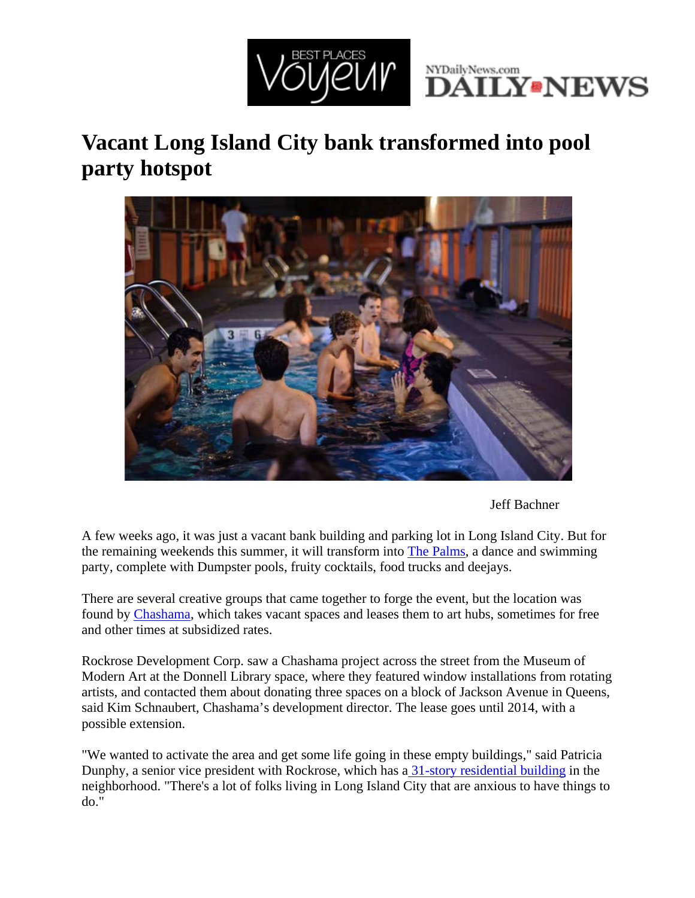# Vacant Long Island City bank transformed into pool party hotspot

Jeff Bachner

A few weeks ago, it was just a vacant bank building and parking lot in Long Island City. But for the remaining weekends this summer, it will transform into The Palms, a dance and swimming party, complete with Dumpster pools, fruity cocktails, food trucks and deejays.

There are several creative groups that came together to forge the event, but the location was found by Chashama, which takes vacant spaces and leases them to art hubs, sometimes for free and other times at subsidized rates.

Rockrose Development Corp. saw a Chashama project across the street from the Museum of Modern Art at the Donnell Library space, where they featured window installations from rotating artists, and contacted them about donating three spaces on a block of Jackson Avenue in Queens, said Kim Schnaubert, Chashama's development director. The lease goes until 2014, with a possible extension.

"We wanted to activate the area and get some life going in these empty buildings," said Patricia Dunphy, a senior vice president with Rockrose, which has a 31-story residential building in the neighborhood. "There's a lot of folks living in Long Island City that are anxious to have things to do."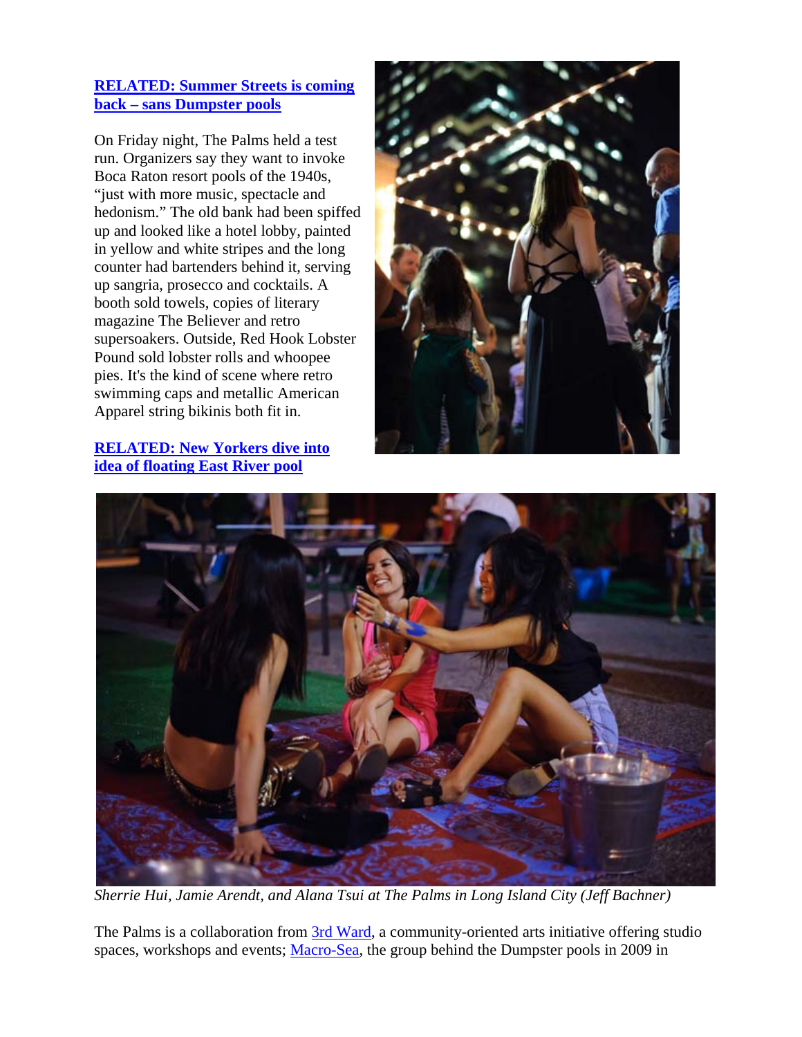**RELATED: Summer Streets is coming back – sans Dumpster pools**

On Friday night, The Palms held a test run. Organizers say they want to invoke Boca Raton resort pools of the 1940s, "just with more music, spectacle and hedonism." The old bank had been spiffed up and looked like a hotel lobby, painted in yellow and white stripes and the long counter had bartenders behind it, serving up sangria, prosecco and cocktails. A booth sold towels, copies of literary magazine The Believer and retro supersoakers. Outside, Red Hook Lobster Pound sold lobster rolls and whoopee pies. It's the kind of scene where retro swimming caps and metallic American Apparel string bikinis both fit in.

**RELATED: New Yorkers dive into idea of floating East River pool**

*Sherrie Hui, Jamie Arendt, and Alana Tsui at The Palms in Long Island City (Jeff Bachner)*

The Palms is a collaboration from 3rd Ward, a community-oriented arts initiative offering studio spaces, workshops and events; Macro-Sea, the group behind the Dumpster pools in 2009 in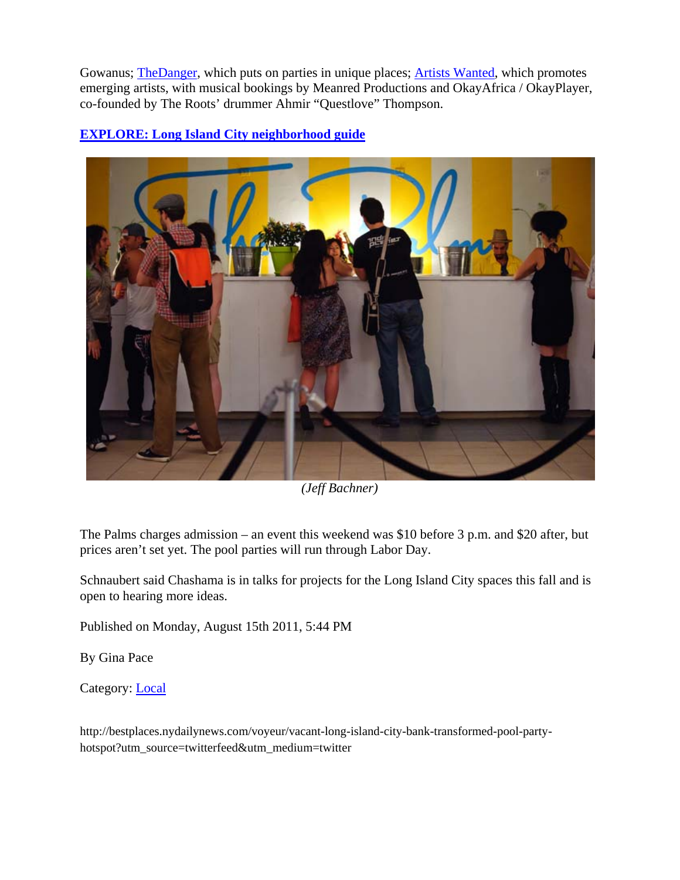Gowanus; TheDanger, which puts on parties in unique places; Artists Wanted, which promotes emerging artists, with musical bookings by Meanred Productions and OkayAfrica / OkayPlayer, co-founded by The Roots' drummer Ahmir "Questlove" Thompson.

**EXPLORE: Long Island City neighborhood guide**

*(Jeff Bachner)*

The Palms charges admission – an event this weekend was $10 before 3 p.m. and $20 after, but prices aren't set yet. The pool parties will run through Labor Day.

Schnaubert said Chashama is in talks for projects for the Long Island City spaces this fall and is open to hearing more ideas.

Published on Monday, August 15th 2011, 5:44 PM

By Gina Pace

Category: Local

http://bestplaces.nydailynews.com/voyeur/vacant-long-island-city-bank-transformed-pool-party-hotspot?utm_source=twitterfeed&utm_medium=twitter